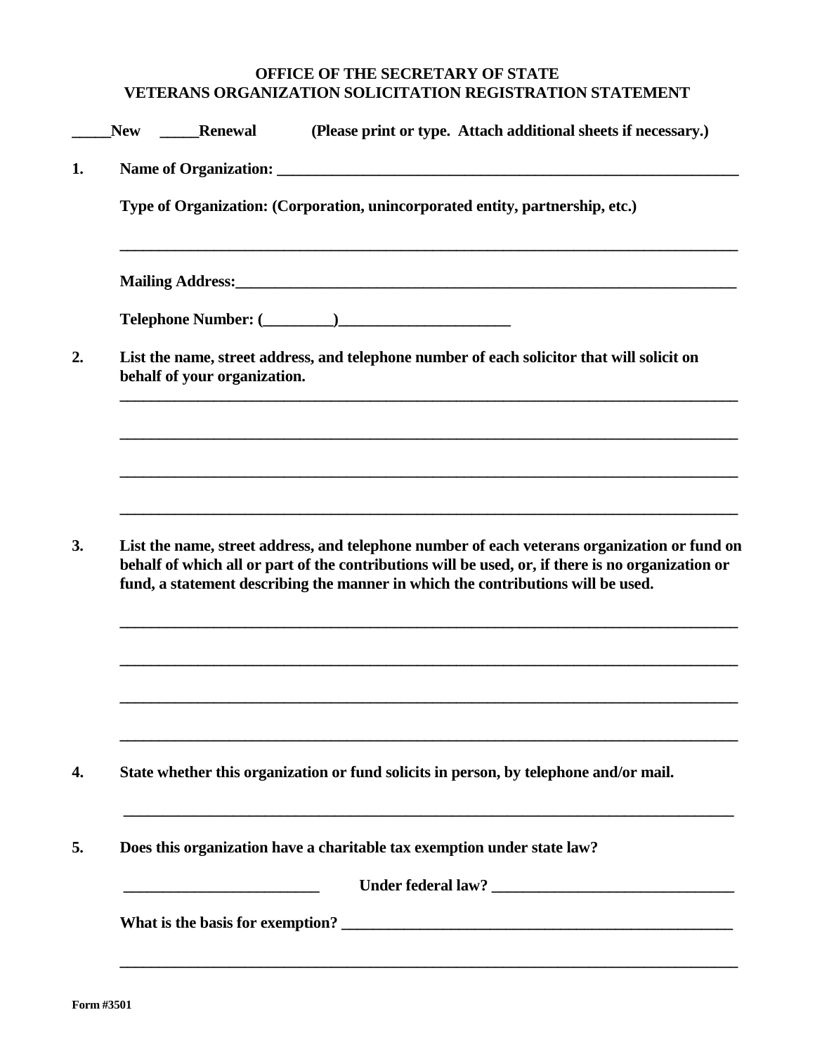**OFFICE OF THE SECRETARY OF STATE**
**VETERANS ORGANIZATION SOLICITATION REGISTRATION STATEMENT**

**_____New _____Renewal (Please print or type. Attach additional sheets if necessary.)**

**1. Name of Organization: ________________________________________________________**

**Type of Organization: (Corporation, unincorporated entity, partnership, etc.)**

**______________________________________________________________________________**

**Mailing Address:_______________________________________________________________**

**Telephone Number: (_________)______________________**

**2. List the name, street address, and telephone number of each solicitor that will solicit on behalf of your organization.**

**______________________________________________________________________________**

**______________________________________________________________________________**

**______________________________________________________________________________**

**______________________________________________________________________________**

**3. List the name, street address, and telephone number of each veterans organization or fund on behalf of which all or part of the contributions will be used, or, if there is no organization or fund, a statement describing the manner in which the contributions will be used.**

**______________________________________________________________________________**

**______________________________________________________________________________**

**______________________________________________________________________________**

**______________________________________________________________________________**

**4. State whether this organization or fund solicits in person, by telephone and/or mail.**

**______________________________________________________________________________**

**5. Does this organization have a charitable tax exemption under state law?**

**_________________________ Under federal law? _______________________________**

**What is the basis for exemption? ____________________________________________________**

**______________________________________________________________________________**

**Form #3501**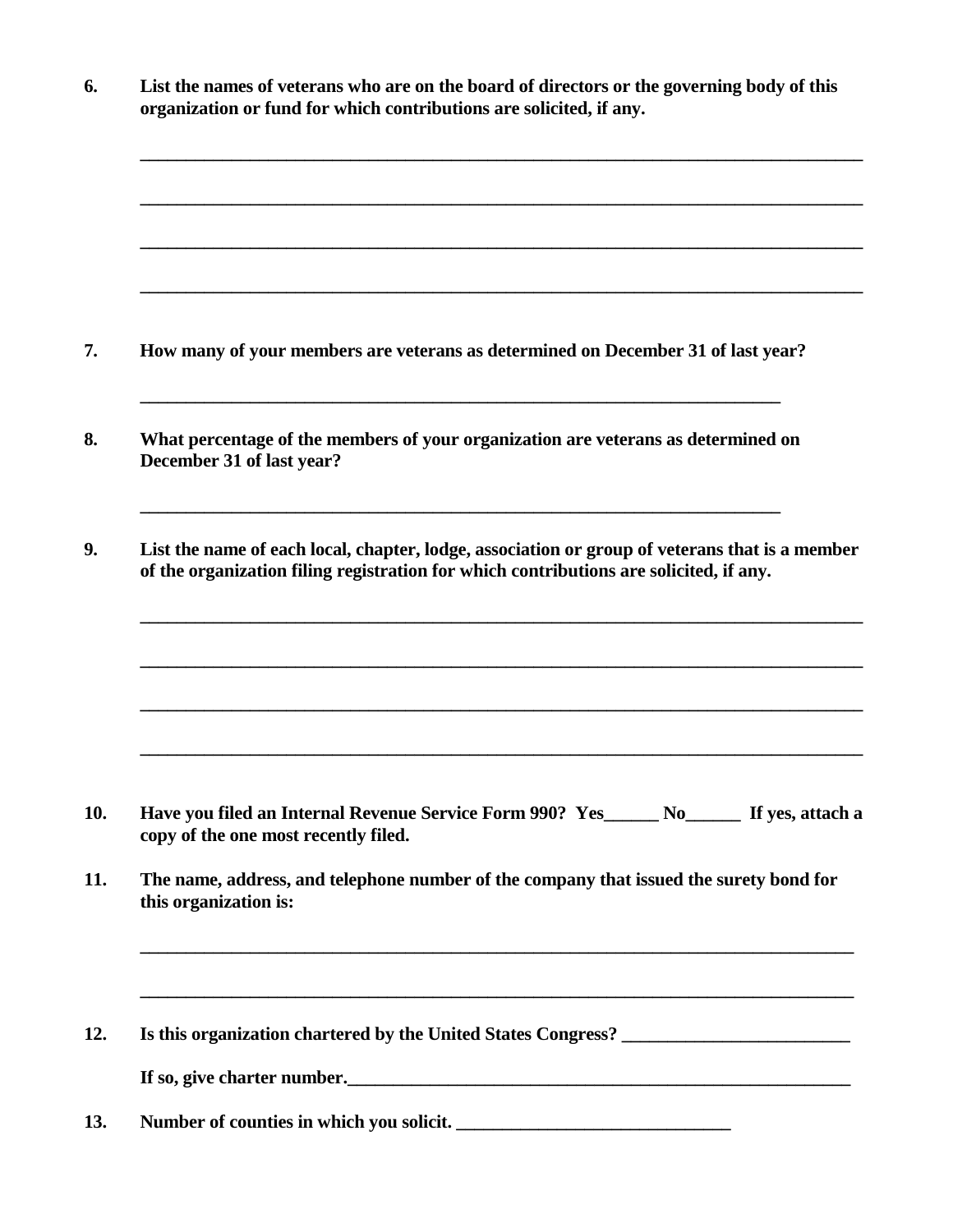**6. List the names of veterans who are on the board of directors or the governing body of this organization or fund for which contributions are solicited, if any.**

______________________________________________________________________________

______________________________________________________________________________

______________________________________________________________________________

______________________________________________________________________________

**7. How many of your members are veterans as determined on December 31 of last year?**

_________________________________________________________________________

**8. What percentage of the members of your organization are veterans as determined on December 31 of last year?**

_________________________________________________________________________

**9. List the name of each local, chapter, lodge, association or group of veterans that is a member of the organization filing registration for which contributions are solicited, if any.**

______________________________________________________________________________

______________________________________________________________________________

______________________________________________________________________________

______________________________________________________________________________

**10. Have you filed an Internal Revenue Service Form 990? Yes______ No______ If yes, attach a copy of the one most recently filed.**

**11. The name, address, and telephone number of the company that issued the surety bond for this organization is:**

_____________________________________________________________________________

_____________________________________________________________________________

**12. Is this organization chartered by the United States Congress? _________________________**

**If so, give charter number.________________________________________________________**

**13. Number of counties in which you solicit. _______________________________**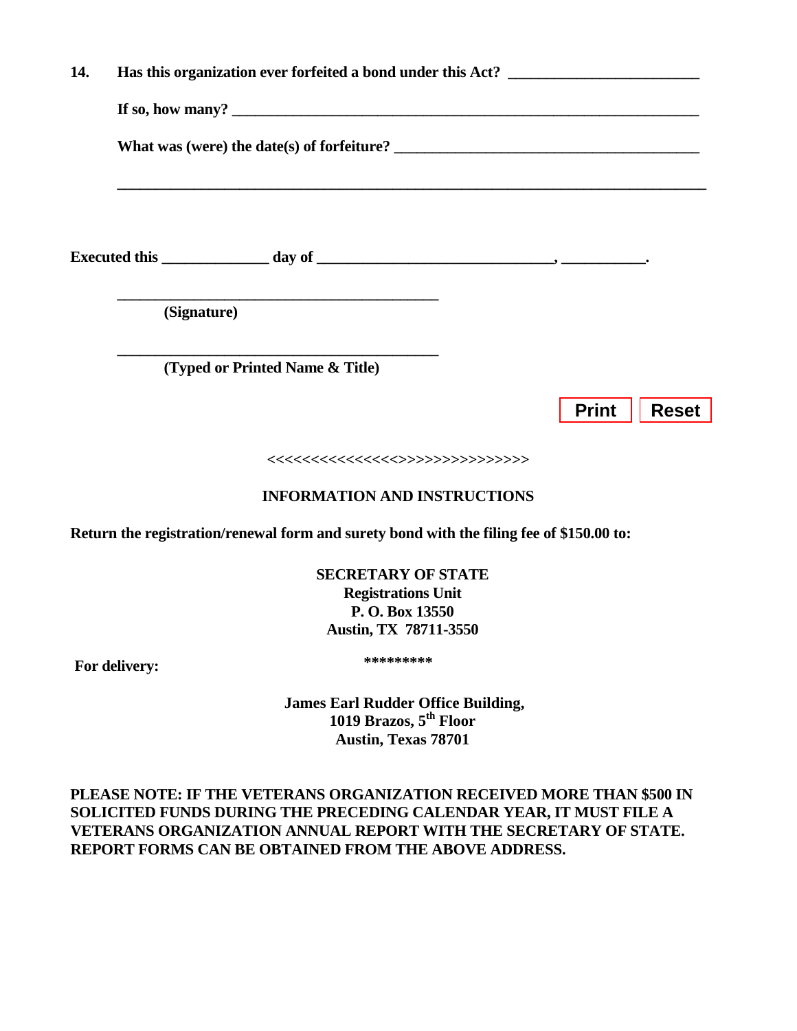**14.** **Has this organization ever forfeited a bond under this Act?** ________________________

**If so, how many?** ______________________________________________________________

**What was (were) the date(s) of forfeiture?** _______________________________________

______________________________________________________________________________

**Executed this** ______________ **day of** ______________________________, ___________.

__________________________________________

**(Signature)**

__________________________________________

**(Typed or Printed Name & Title)**

Print | Reset

<<<<<<<<<<<<<<>>>>>>>>>>>>>>>

## INFORMATION AND INSTRUCTIONS

**Return the registration/renewal form and surety bond with the filing fee of $150.00 to:**

**SECRETARY OF STATE**
**Registrations Unit**
**P. O. Box 13550**
**Austin, TX 78711-3550**

**For delivery:**

**\*\*\*\*\*\*\*\*\***

**James Earl Rudder Office Building,**
**1019 Brazos, 5th Floor**
**Austin, Texas 78701**

**PLEASE NOTE: IF THE VETERANS ORGANIZATION RECEIVED MORE THAN $500 IN SOLICITED FUNDS DURING THE PRECEDING CALENDAR YEAR, IT MUST FILE A VETERANS ORGANIZATION ANNUAL REPORT WITH THE SECRETARY OF STATE. REPORT FORMS CAN BE OBTAINED FROM THE ABOVE ADDRESS.**